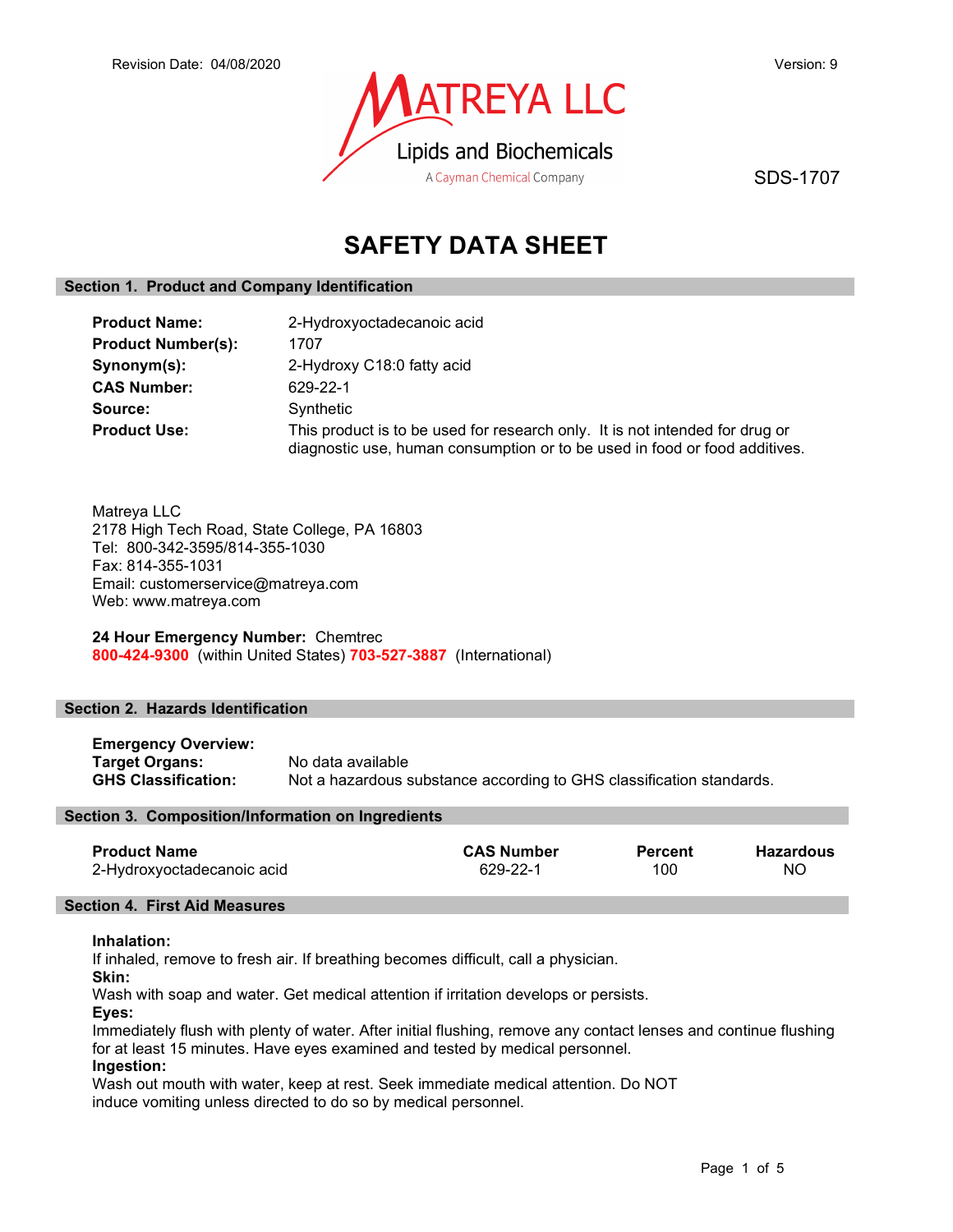Revision Date: 04/08/2020 Version: 9

MATREYA LLC
Lipids and Biochemicals
A Cayman Chemical Company

SDS-1707

# SAFETY DATA SHEET

## Section 1. Product and Company Identification

**Product Name:** 2-Hydroxyoctadecanoic acid
**Product Number(s):** 1707
**Synonym(s):** 2-Hydroxy C18:0 fatty acid
**CAS Number:** 629-22-1
**Source:** Synthetic
**Product Use:** This product is to be used for research only. It is not intended for drug or diagnostic use, human consumption or to be used in food or food additives.

Matreya LLC
2178 High Tech Road, State College, PA 16803
Tel: 800-342-3595/814-355-1030
Fax: 814-355-1031
Email: customerservice@matreya.com
Web: www.matreya.com

**24 Hour Emergency Number:** Chemtrec
**800-424-9300** (within United States) **703-527-3887** (International)

## Section 2. Hazards Identification

**Emergency Overview:**
**Target Organs:** No data available
**GHS Classification:** Not a hazardous substance according to GHS classification standards.

## Section 3. Composition/Information on Ingredients

| Product Name | CAS Number | Percent | Hazardous |
|---|---|---|---|
| 2-Hydroxyoctadecanoic acid | 629-22-1 | 100 | NO |

## Section 4. First Aid Measures

**Inhalation:**
If inhaled, remove to fresh air. If breathing becomes difficult, call a physician.
**Skin:**
Wash with soap and water. Get medical attention if irritation develops or persists.
**Eyes:**
Immediately flush with plenty of water. After initial flushing, remove any contact lenses and continue flushing for at least 15 minutes. Have eyes examined and tested by medical personnel.
**Ingestion:**
Wash out mouth with water, keep at rest. Seek immediate medical attention. Do NOT induce vomiting unless directed to do so by medical personnel.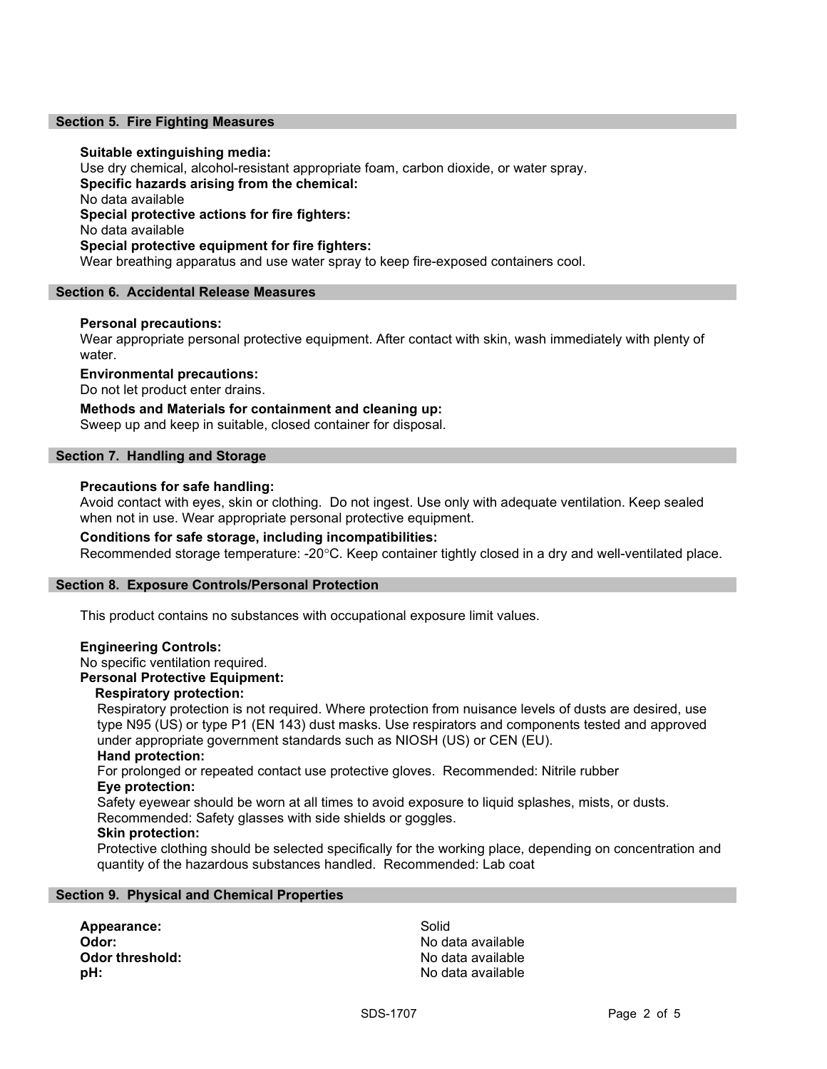## Section 5. Fire Fighting Measures

**Suitable extinguishing media:**
Use dry chemical, alcohol-resistant appropriate foam, carbon dioxide, or water spray.
**Specific hazards arising from the chemical:**
No data available
**Special protective actions for fire fighters:**
No data available
**Special protective equipment for fire fighters:**
Wear breathing apparatus and use water spray to keep fire-exposed containers cool.

## Section 6. Accidental Release Measures

**Personal precautions:**
Wear appropriate personal protective equipment. After contact with skin, wash immediately with plenty of water.

**Environmental precautions:**
Do not let product enter drains.

**Methods and Materials for containment and cleaning up:**
Sweep up and keep in suitable, closed container for disposal.

## Section 7. Handling and Storage

**Precautions for safe handling:**
Avoid contact with eyes, skin or clothing. Do not ingest. Use only with adequate ventilation. Keep sealed when not in use. Wear appropriate personal protective equipment.

**Conditions for safe storage, including incompatibilities:**
Recommended storage temperature: -20°C. Keep container tightly closed in a dry and well-ventilated place.

## Section 8. Exposure Controls/Personal Protection

This product contains no substances with occupational exposure limit values.

**Engineering Controls:**
No specific ventilation required.
**Personal Protective Equipment:**

**Respiratory protection:**
Respiratory protection is not required. Where protection from nuisance levels of dusts are desired, use type N95 (US) or type P1 (EN 143) dust masks. Use respirators and components tested and approved under appropriate government standards such as NIOSH (US) or CEN (EU).

**Hand protection:**
For prolonged or repeated contact use protective gloves. Recommended: Nitrile rubber

**Eye protection:**
Safety eyewear should be worn at all times to avoid exposure to liquid splashes, mists, or dusts. Recommended: Safety glasses with side shields or goggles.

**Skin protection:**
Protective clothing should be selected specifically for the working place, depending on concentration and quantity of the hazardous substances handled. Recommended: Lab coat

## Section 9. Physical and Chemical Properties

| | |
|---|---|
| **Appearance:** | Solid |
| **Odor:** | No data available |
| **Odor threshold:** | No data available |
| **pH:** | No data available |

SDS-1707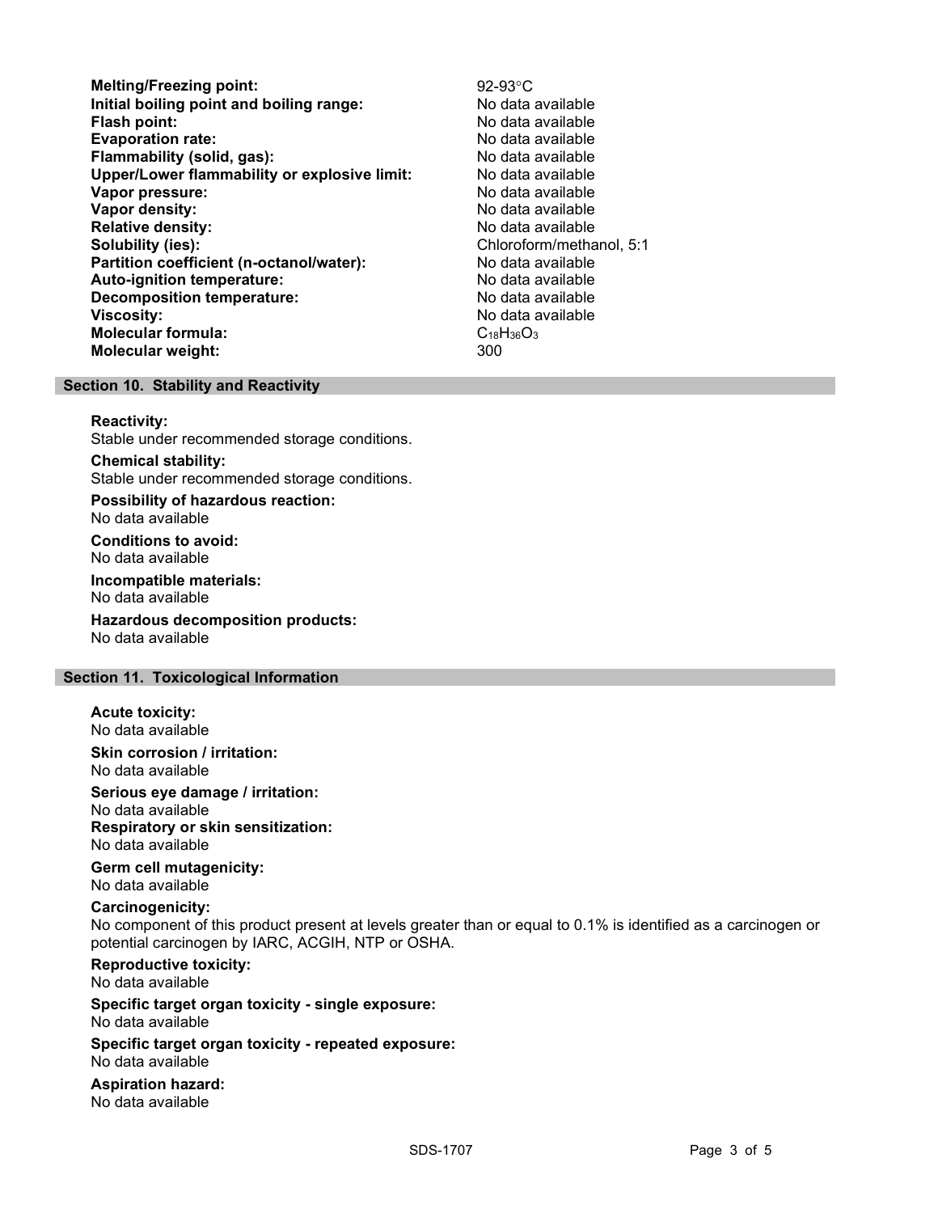| | |
|---|---|
| **Melting/Freezing point:** | 92-93°C |
| **Initial boiling point and boiling range:** | No data available |
| **Flash point:** | No data available |
| **Evaporation rate:** | No data available |
| **Flammability (solid, gas):** | No data available |
| **Upper/Lower flammability or explosive limit:** | No data available |
| **Vapor pressure:** | No data available |
| **Vapor density:** | No data available |
| **Relative density:** | No data available |
| **Solubility (ies):** | Chloroform/methanol, 5:1 |
| **Partition coefficient (n-octanol/water):** | No data available |
| **Auto-ignition temperature:** | No data available |
| **Decomposition temperature:** | No data available |
| **Viscosity:** | No data available |
| **Molecular formula:** | $C_{18}H_{36}O_3$ |
| **Molecular weight:** | 300 |

## Section 10. Stability and Reactivity

**Reactivity:**
Stable under recommended storage conditions.

**Chemical stability:**
Stable under recommended storage conditions.

**Possibility of hazardous reaction:**
No data available

**Conditions to avoid:**
No data available

**Incompatible materials:**
No data available

**Hazardous decomposition products:**
No data available

## Section 11. Toxicological Information

**Acute toxicity:**
No data available

**Skin corrosion / irritation:**
No data available

**Serious eye damage / irritation:**
No data available

**Respiratory or skin sensitization:**
No data available

**Germ cell mutagenicity:**
No data available

**Carcinogenicity:**
No component of this product present at levels greater than or equal to 0.1% is identified as a carcinogen or potential carcinogen by IARC, ACGIH, NTP or OSHA.

**Reproductive toxicity:**
No data available

**Specific target organ toxicity - single exposure:**
No data available

**Specific target organ toxicity - repeated exposure:**
No data available

**Aspiration hazard:**
No data available

SDS-1707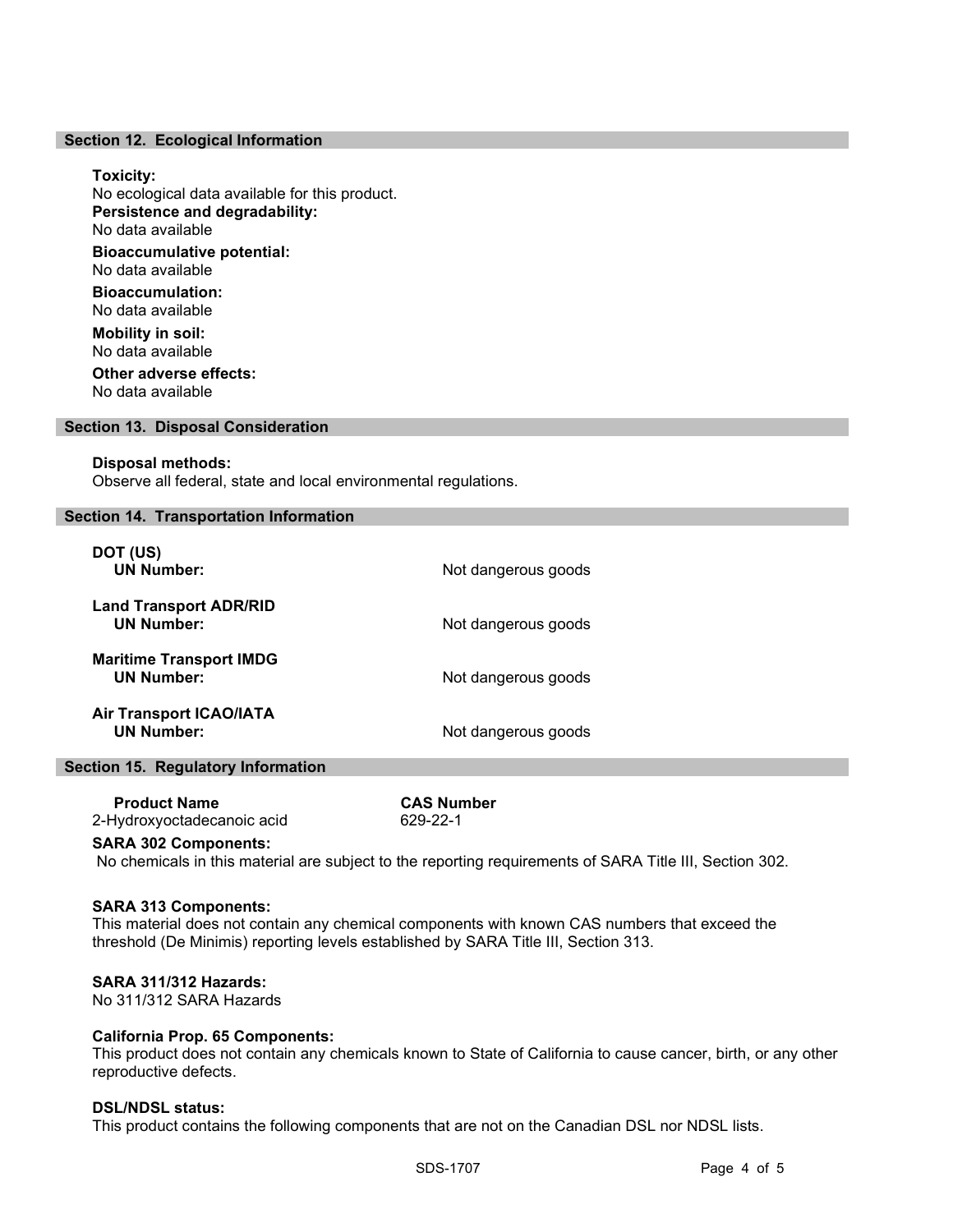## Section 12. Ecological Information

**Toxicity:**
No ecological data available for this product.

**Persistence and degradability:**
No data available

**Bioaccumulative potential:**
No data available

**Bioaccumulation:**
No data available

**Mobility in soil:**
No data available

**Other adverse effects:**
No data available

## Section 13. Disposal Consideration

**Disposal methods:**
Observe all federal, state and local environmental regulations.

## Section 14. Transportation Information

**DOT (US)**
**UN Number:** Not dangerous goods

**Land Transport ADR/RID**
**UN Number:** Not dangerous goods

**Maritime Transport IMDG**
**UN Number:** Not dangerous goods

**Air Transport ICAO/IATA**
**UN Number:** Not dangerous goods

## Section 15. Regulatory Information

| Product Name | CAS Number |
| --- | --- |
| 2-Hydroxyoctadecanoic acid | 629-22-1 |

**SARA 302 Components:**
No chemicals in this material are subject to the reporting requirements of SARA Title III, Section 302.

**SARA 313 Components:**
This material does not contain any chemical components with known CAS numbers that exceed the threshold (De Minimis) reporting levels established by SARA Title III, Section 313.

**SARA 311/312 Hazards:**
No 311/312 SARA Hazards

**California Prop. 65 Components:**
This product does not contain any chemicals known to State of California to cause cancer, birth, or any other reproductive defects.

**DSL/NDSL status:**
This product contains the following components that are not on the Canadian DSL nor NDSL lists.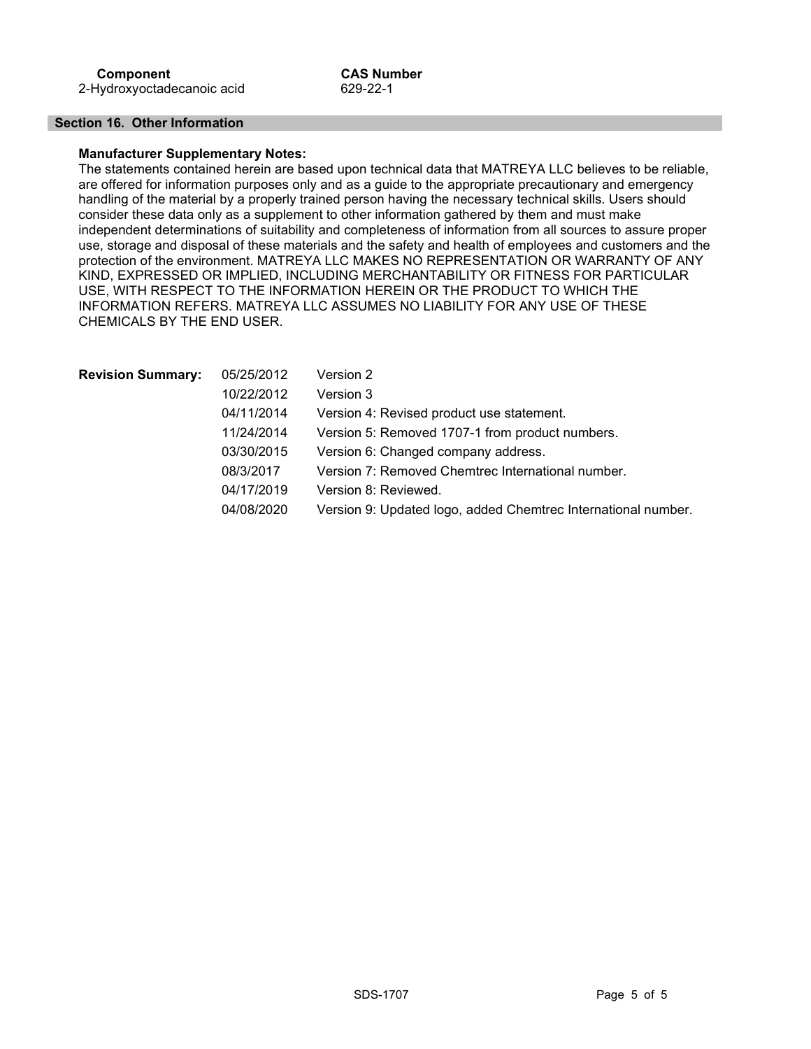| Component | CAS Number |
| --- | --- |
| 2-Hydroxyoctadecanoic acid | 629-22-1 |

## Section 16. Other Information

**Manufacturer Supplementary Notes:**
The statements contained herein are based upon technical data that MATREYA LLC believes to be reliable, are offered for information purposes only and as a guide to the appropriate precautionary and emergency handling of the material by a properly trained person having the necessary technical skills. Users should consider these data only as a supplement to other information gathered by them and must make independent determinations of suitability and completeness of information from all sources to assure proper use, storage and disposal of these materials and the safety and health of employees and customers and the protection of the environment. MATREYA LLC MAKES NO REPRESENTATION OR WARRANTY OF ANY KIND, EXPRESSED OR IMPLIED, INCLUDING MERCHANTABILITY OR FITNESS FOR PARTICULAR USE, WITH RESPECT TO THE INFORMATION HEREIN OR THE PRODUCT TO WHICH THE INFORMATION REFERS. MATREYA LLC ASSUMES NO LIABILITY FOR ANY USE OF THESE CHEMICALS BY THE END USER.

| | | |
| --- | --- | --- |
| **Revision Summary:** | 05/25/2012 | Version 2 |
| | 10/22/2012 | Version 3 |
| | 04/11/2014 | Version 4: Revised product use statement. |
| | 11/24/2014 | Version 5: Removed 1707-1 from product numbers. |
| | 03/30/2015 | Version 6: Changed company address. |
| | 08/3/2017 | Version 7: Removed Chemtrec International number. |
| | 04/17/2019 | Version 8: Reviewed. |
| | 04/08/2020 | Version 9: Updated logo, added Chemtrec International number. |

SDS-1707